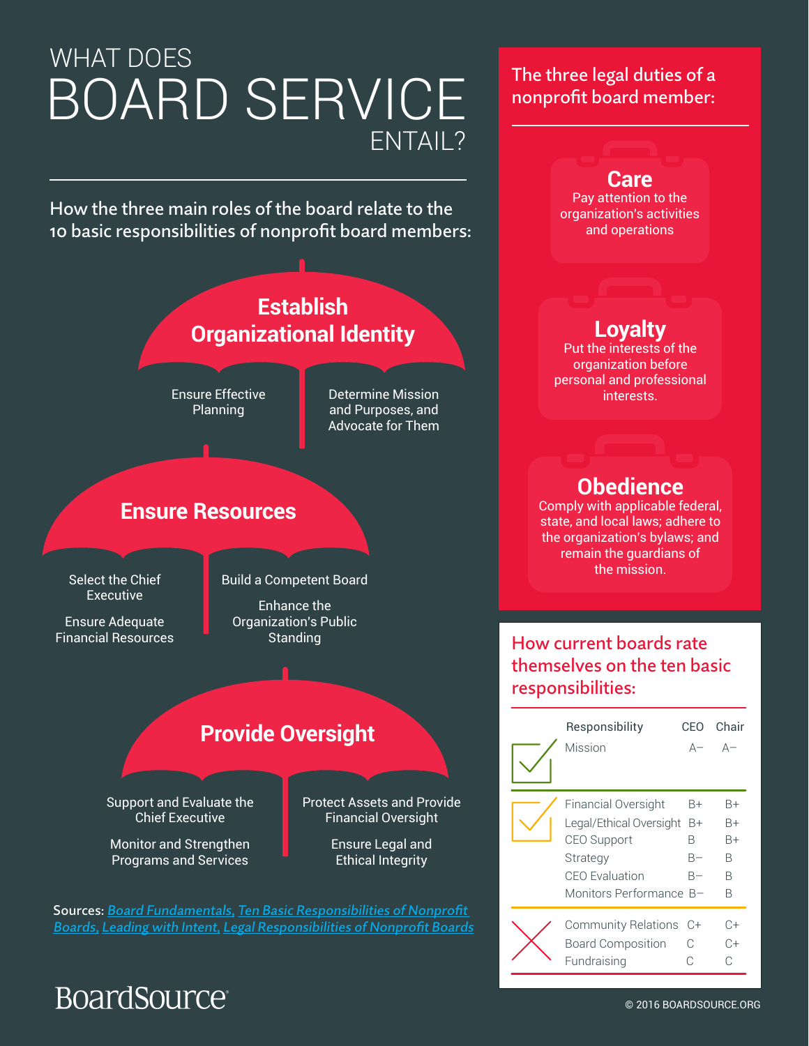# WHAT DOES BOARD SERVICE ENTAIL?

## How the three main roles of the board relate to the 10 basic responsibilities of nonprofit board members:

### Establish Organizational Identity

- Ensure Effective Planning
- Determine Mission and Purposes, and Advocate for Them

### Ensure Resources

- Select the Chief Executive
- Ensure Adequate Financial Resources
- Build a Competent Board
- Enhance the Organization's Public Standing

### Provide Oversight

- Support and Evaluate the Chief Executive
- Monitor and Strengthen Programs and Services
- Protect Assets and Provide Financial Oversight
- Ensure Legal and Ethical Integrity

Sources: Board Fundamentals, Ten Basic Responsibilities of Nonprofit Boards, Leading with Intent, Legal Responsibilities of Nonprofit Boards

## The three legal duties of a nonprofit board member:

**Care**
Pay attention to the organization's activities and operations

**Loyalty**
Put the interests of the organization before personal and professional interests.

**Obedience**
Comply with applicable federal, state, and local laws; adhere to the organization's bylaws; and remain the guardians of the mission.

## How current boards rate themselves on the ten basic responsibilities:

| Responsibility | CEO | Chair |
|---|---|---|
| Mission | A– | A– |
| Financial Oversight | B+ | B+ |
| Legal/Ethical Oversight | B+ | B+ |
| CEO Support | B | B+ |
| Strategy | B– | B |
| CEO Evaluation | B– | B |
| Monitors Performance | B– | B |
| Community Relations | C+ | C+ |
| Board Composition | C | C+ |
| Fundraising | C | C |

BoardSource

© 2016 BOARDSOURCE.ORG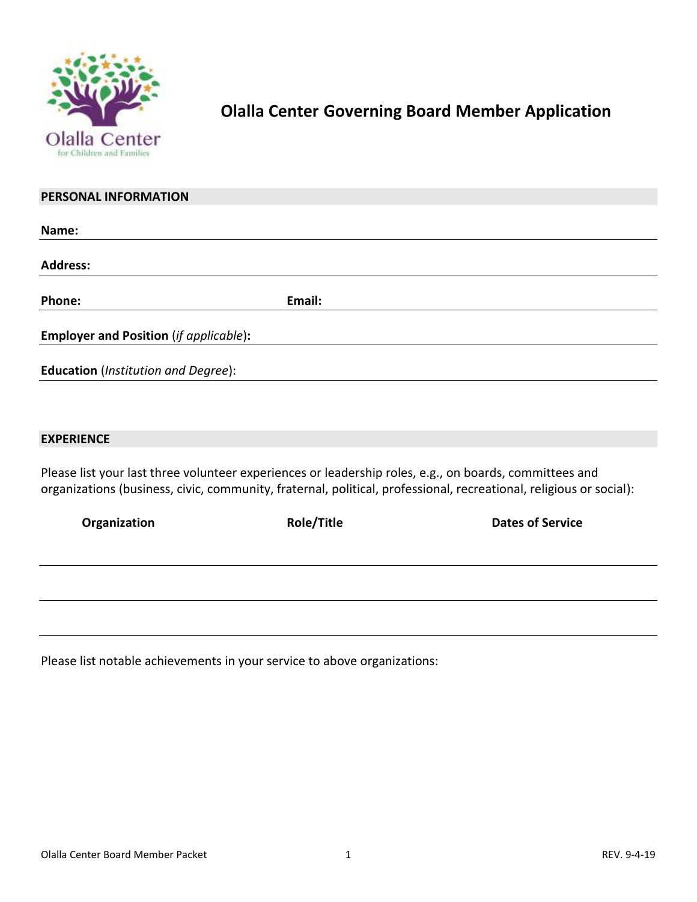# Olalla Center Governing Board Member Application

## PERSONAL INFORMATION

**Name:**

**Address:**

**Phone:** **Email:**

**Employer and Position** (*if applicable*)**:**

**Education** (*Institution and Degree*):

## EXPERIENCE

Please list your last three volunteer experiences or leadership roles, e.g., on boards, committees and organizations (business, civic, community, fraternal, political, professional, recreational, religious or social):

| Organization | Role/Title | Dates of Service |
|---|---|---|
| | | |
| | | |
| | | |

Please list notable achievements in your service to above organizations: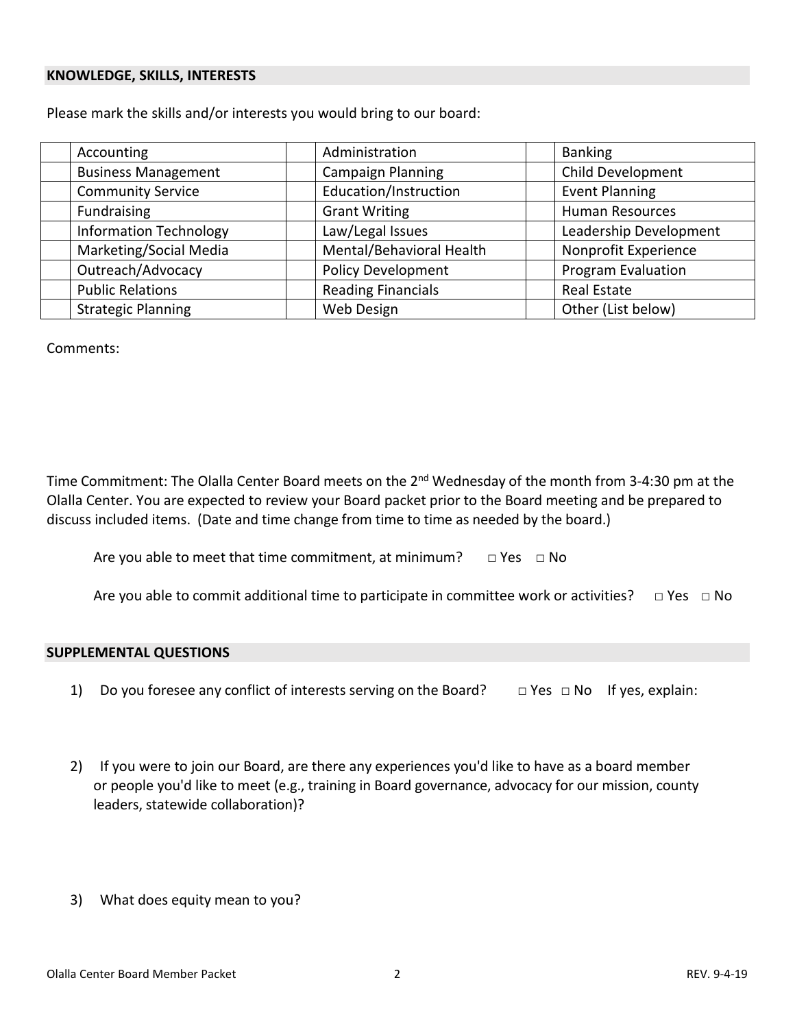## KNOWLEDGE, SKILLS, INTERESTS

Please mark the skills and/or interests you would bring to our board:

| | | | | | |
|---|---|---|---|---|---|
| | Accounting | | Administration | | Banking |
| | Business Management | | Campaign Planning | | Child Development |
| | Community Service | | Education/Instruction | | Event Planning |
| | Fundraising | | Grant Writing | | Human Resources |
| | Information Technology | | Law/Legal Issues | | Leadership Development |
| | Marketing/Social Media | | Mental/Behavioral Health | | Nonprofit Experience |
| | Outreach/Advocacy | | Policy Development | | Program Evaluation |
| | Public Relations | | Reading Financials | | Real Estate |
| | Strategic Planning | | Web Design | | Other (List below) |

Comments:

Time Commitment: The Olalla Center Board meets on the 2nd Wednesday of the month from 3-4:30 pm at the Olalla Center. You are expected to review your Board packet prior to the Board meeting and be prepared to discuss included items. (Date and time change from time to time as needed by the board.)

Are you able to meet that time commitment, at minimum? □ Yes □ No

Are you able to commit additional time to participate in committee work or activities? □ Yes □ No

## SUPPLEMENTAL QUESTIONS

1) Do you foresee any conflict of interests serving on the Board? □ Yes □ No If yes, explain:

2) If you were to join our Board, are there any experiences you'd like to have as a board member or people you'd like to meet (e.g., training in Board governance, advocacy for our mission, county leaders, statewide collaboration)?

3) What does equity mean to you?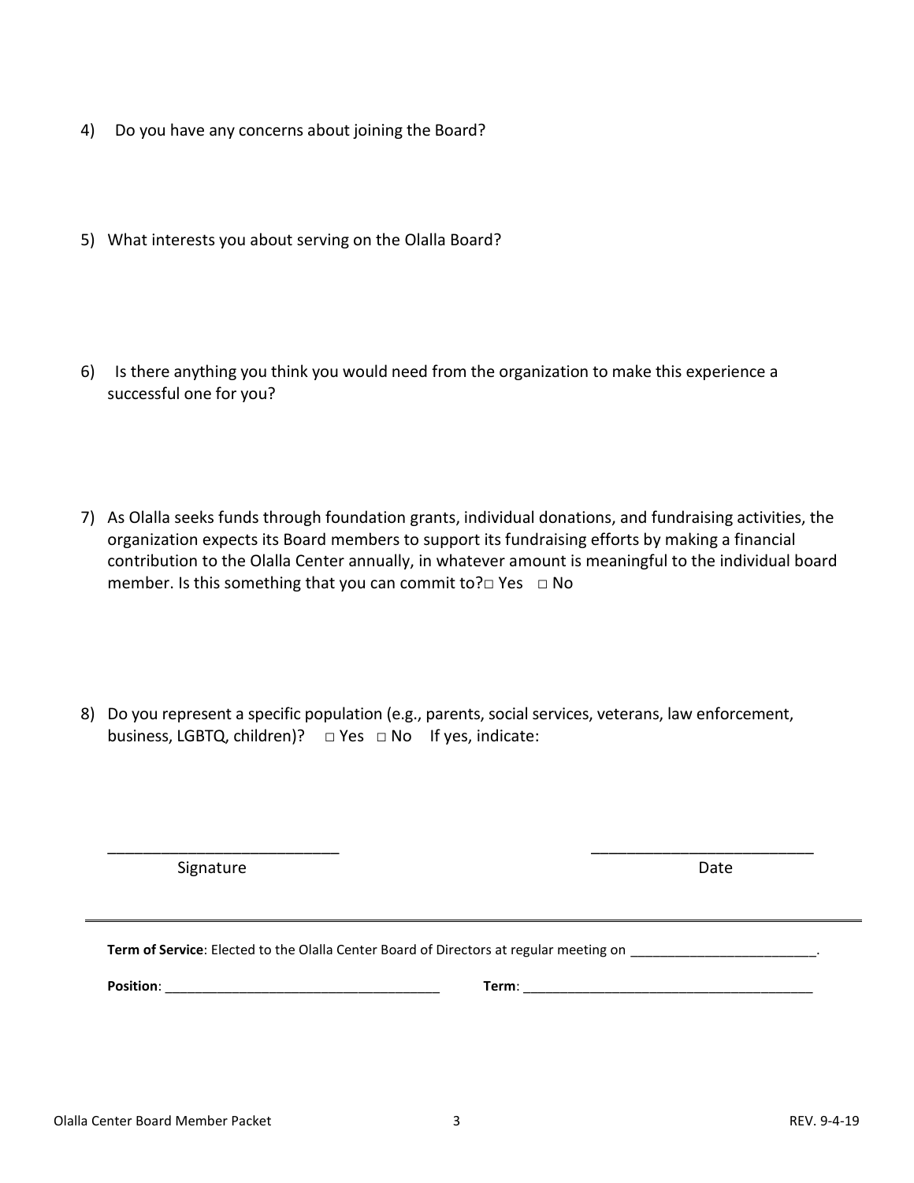4) Do you have any concerns about joining the Board?

5) What interests you about serving on the Olalla Board?

6) Is there anything you think you would need from the organization to make this experience a successful one for you?

7) As Olalla seeks funds through foundation grants, individual donations, and fundraising activities, the organization expects its Board members to support its fundraising efforts by making a financial contribution to the Olalla Center annually, in whatever amount is meaningful to the individual board member. Is this something that you can commit to?□ Yes □ No

8) Do you represent a specific population (e.g., parents, social services, veterans, law enforcement, business, LGBTQ, children)? □ Yes □ No If yes, indicate:

___________________________ Signature

__________________________ Date

---

**Term of Service**: Elected to the Olalla Center Board of Directors at regular meeting on _________________________.

**Position**: _____________________________________ **Term**: ________________________________________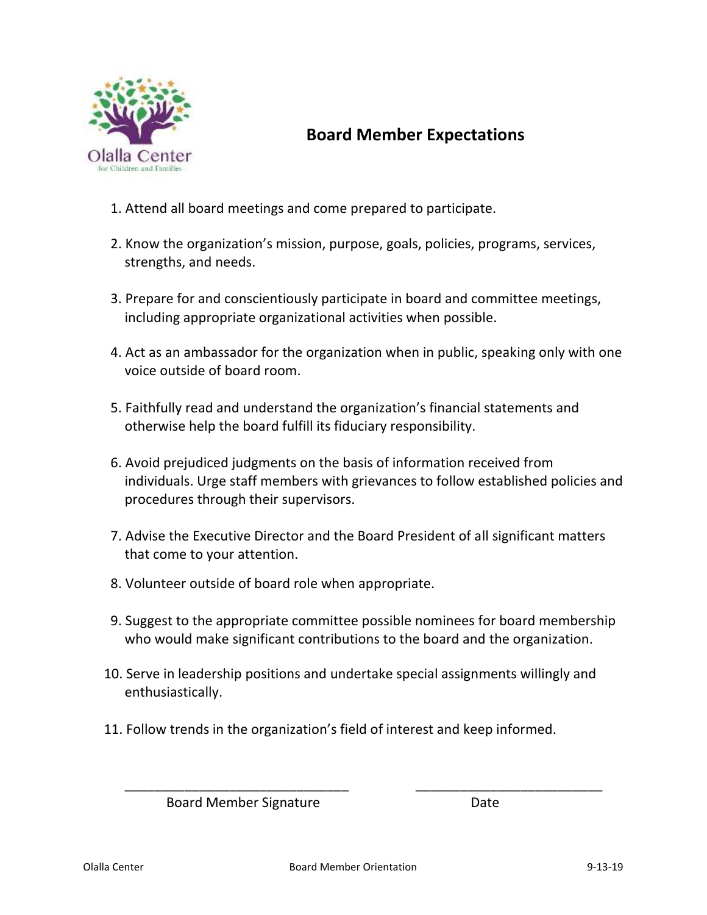Olalla Center
for Children and Families

# Board Member Expectations

1. Attend all board meetings and come prepared to participate.
2. Know the organization's mission, purpose, goals, policies, programs, services, strengths, and needs.
3. Prepare for and conscientiously participate in board and committee meetings, including appropriate organizational activities when possible.
4. Act as an ambassador for the organization when in public, speaking only with one voice outside of board room.
5. Faithfully read and understand the organization's financial statements and otherwise help the board fulfill its fiduciary responsibility.
6. Avoid prejudiced judgments on the basis of information received from individuals. Urge staff members with grievances to follow established policies and procedures through their supervisors.
7. Advise the Executive Director and the Board President of all significant matters that come to your attention.
8. Volunteer outside of board role when appropriate.
9. Suggest to the appropriate committee possible nominees for board membership who would make significant contributions to the board and the organization.
10. Serve in leadership positions and undertake special assignments willingly and enthusiastically.
11. Follow trends in the organization's field of interest and keep informed.

______________________________ ______________________________

Board Member Signature Date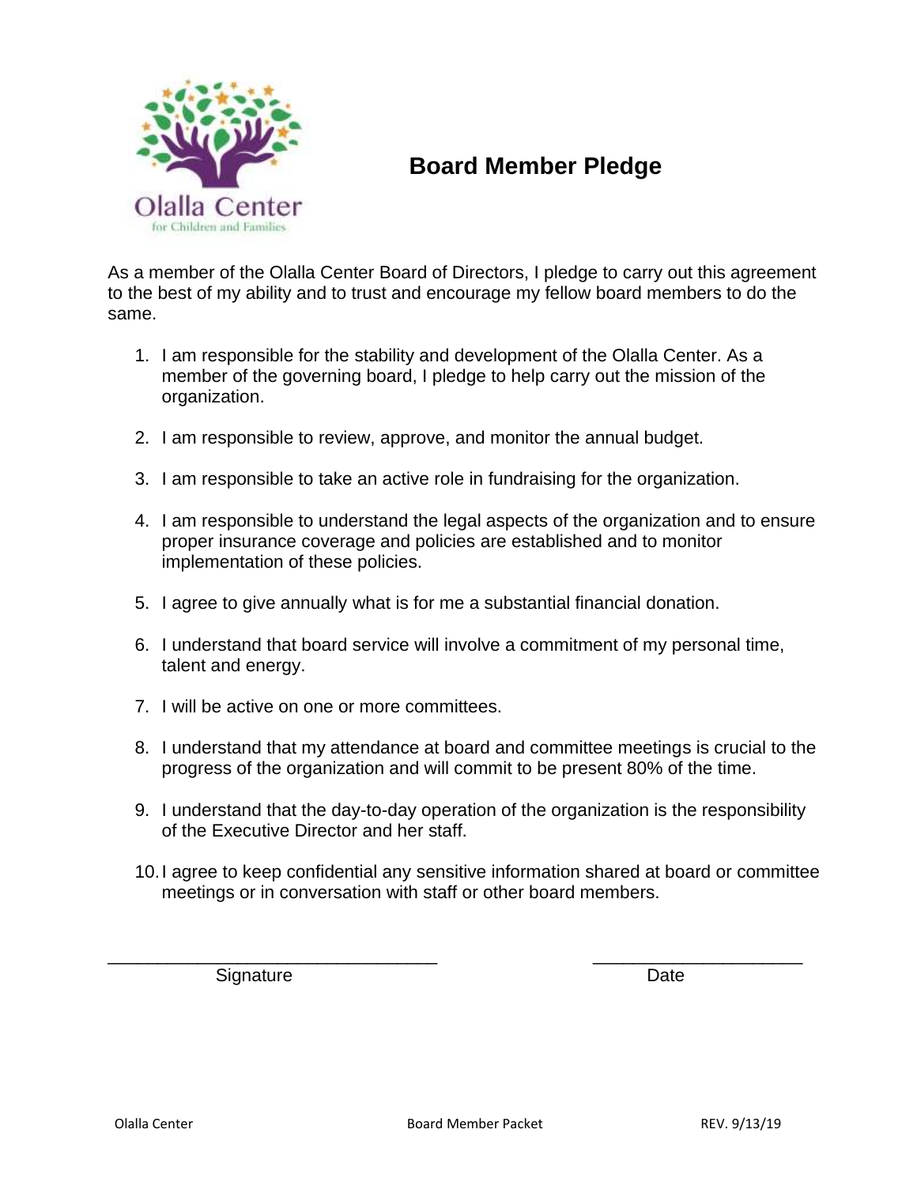Olalla Center

for Children and Families

# Board Member Pledge

As a member of the Olalla Center Board of Directors, I pledge to carry out this agreement to the best of my ability and to trust and encourage my fellow board members to do the same.

1. I am responsible for the stability and development of the Olalla Center. As a member of the governing board, I pledge to help carry out the mission of the organization.
2. I am responsible to review, approve, and monitor the annual budget.
3. I am responsible to take an active role in fundraising for the organization.
4. I am responsible to understand the legal aspects of the organization and to ensure proper insurance coverage and policies are established and to monitor implementation of these policies.
5. I agree to give annually what is for me a substantial financial donation.
6. I understand that board service will involve a commitment of my personal time, talent and energy.
7. I will be active on one or more committees.
8. I understand that my attendance at board and committee meetings is crucial to the progress of the organization and will commit to be present 80% of the time.
9. I understand that the day-to-day operation of the organization is the responsibility of the Executive Director and her staff.
10. I agree to keep confidential any sensitive information shared at board or committee meetings or in conversation with staff or other board members.

\_\_\_\_\_\_\_\_\_\_\_\_\_\_\_\_\_\_\_\_\_\_\_\_\_\_\_\_\_\_\_\_\_\_ Signature

\_\_\_\_\_\_\_\_\_\_\_\_\_\_\_\_\_\_\_\_\_\_ Date